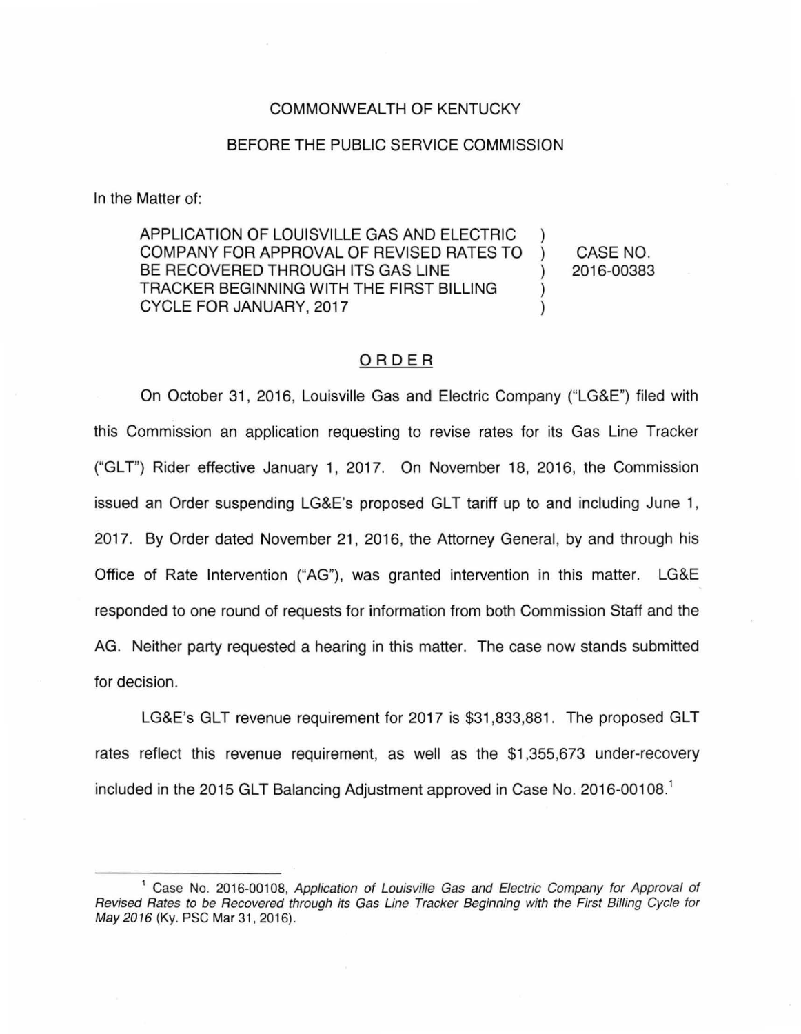COMMONWEALTH OF KENTUCKY

BEFORE THE PUBLIC SERVICE COMMISSION

In the Matter of:

| | | |
|---|---|---|
| APPLICATION OF LOUISVILLE GAS AND ELECTRIC COMPANY FOR APPROVAL OF REVISED RATES TO BE RECOVERED THROUGH ITS GAS LINE TRACKER BEGINNING WITH THE FIRST BILLING CYCLE FOR JANUARY, 2017 | ) ) ) ) ) | CASE NO. 2016-00383 |

## ORDER

On October 31, 2016, Louisville Gas and Electric Company ("LG&E") filed with this Commission an application requesting to revise rates for its Gas Line Tracker ("GLT") Rider effective January 1, 2017. On November 18, 2016, the Commission issued an Order suspending LG&E's proposed GLT tariff up to and including June 1, 2017. By Order dated November 21, 2016, the Attorney General, by and through his Office of Rate Intervention ("AG"), was granted intervention in this matter. LG&E responded to one round of requests for information from both Commission Staff and the AG. Neither party requested a hearing in this matter. The case now stands submitted for decision.

LG&E's GLT revenue requirement for 2017 is $31,833,881. The proposed GLT rates reflect this revenue requirement, as well as the $1,355,673 under-recovery included in the 2015 GLT Balancing Adjustment approved in Case No. 2016-00108.[1]

---

[1] Case No. 2016-00108, *Application of Louisville Gas and Electric Company for Approval of Revised Rates to be Recovered through its Gas Line Tracker Beginning with the First Billing Cycle for May 2016* (Ky. PSC Mar 31, 2016).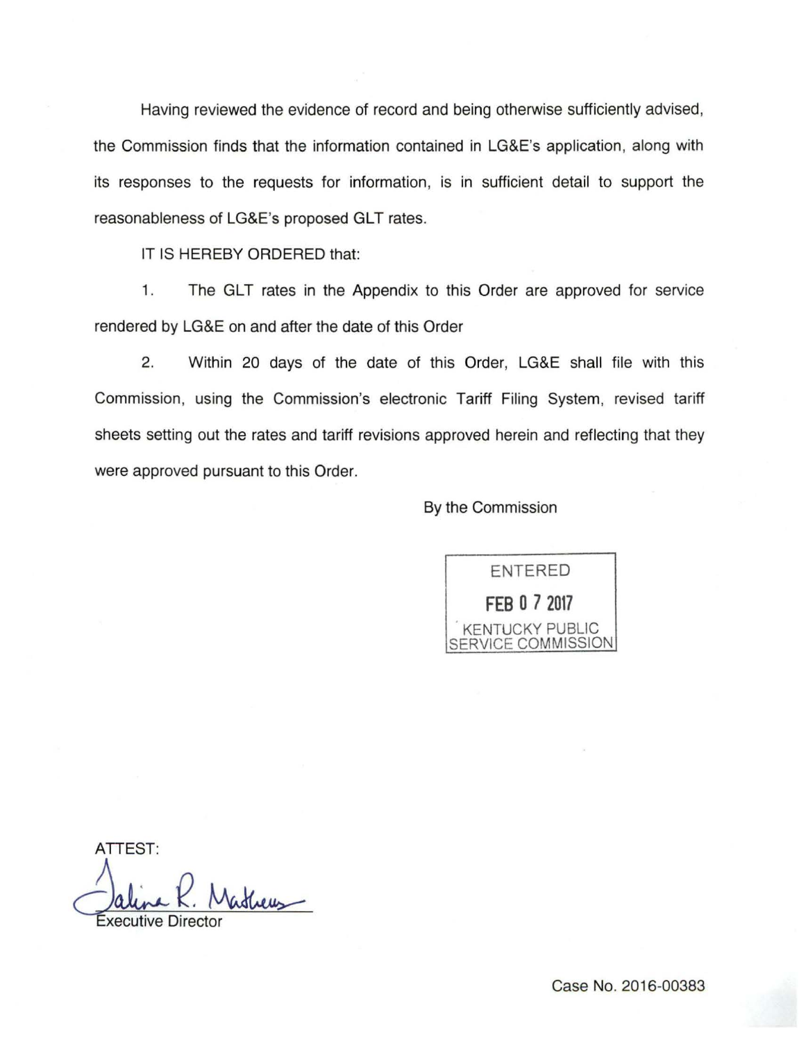Having reviewed the evidence of record and being otherwise sufficiently advised, the Commission finds that the information contained in LG&E's application, along with its responses to the requests for information, is in sufficient detail to support the reasonableness of LG&E's proposed GLT rates.

IT IS HEREBY ORDERED that:

1. The GLT rates in the Appendix to this Order are approved for service rendered by LG&E on and after the date of this Order

2. Within 20 days of the date of this Order, LG&E shall file with this Commission, using the Commission's electronic Tariff Filing System, revised tariff sheets setting out the rates and tariff revisions approved herein and reflecting that they were approved pursuant to this Order.

By the Commission

ENTERED
FEB 07 2017
KENTUCKY PUBLIC SERVICE COMMISSION

ATTEST:

Executive Director

Case No. 2016-00383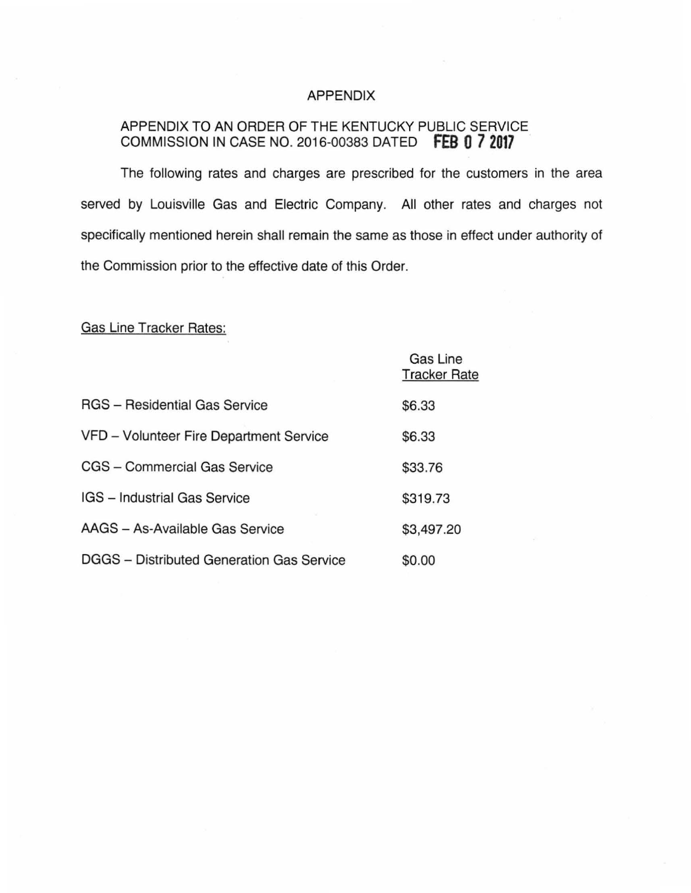# APPENDIX

APPENDIX TO AN ORDER OF THE KENTUCKY PUBLIC SERVICE COMMISSION IN CASE NO. 2016-00383 DATED **FEB 07 2017**

The following rates and charges are prescribed for the customers in the area served by Louisville Gas and Electric Company. All other rates and charges not specifically mentioned herein shall remain the same as those in effect under authority of the Commission prior to the effective date of this Order.

Gas Line Tracker Rates:

| | Gas Line Tracker Rate |
|---|---|
| RGS – Residential Gas Service | $6.33 |
| VFD – Volunteer Fire Department Service | $6.33 |
| CGS – Commercial Gas Service | $33.76 |
| IGS – Industrial Gas Service | $319.73 |
| AAGS – As-Available Gas Service | $3,497.20 |
| DGGS – Distributed Generation Gas Service | $0.00 |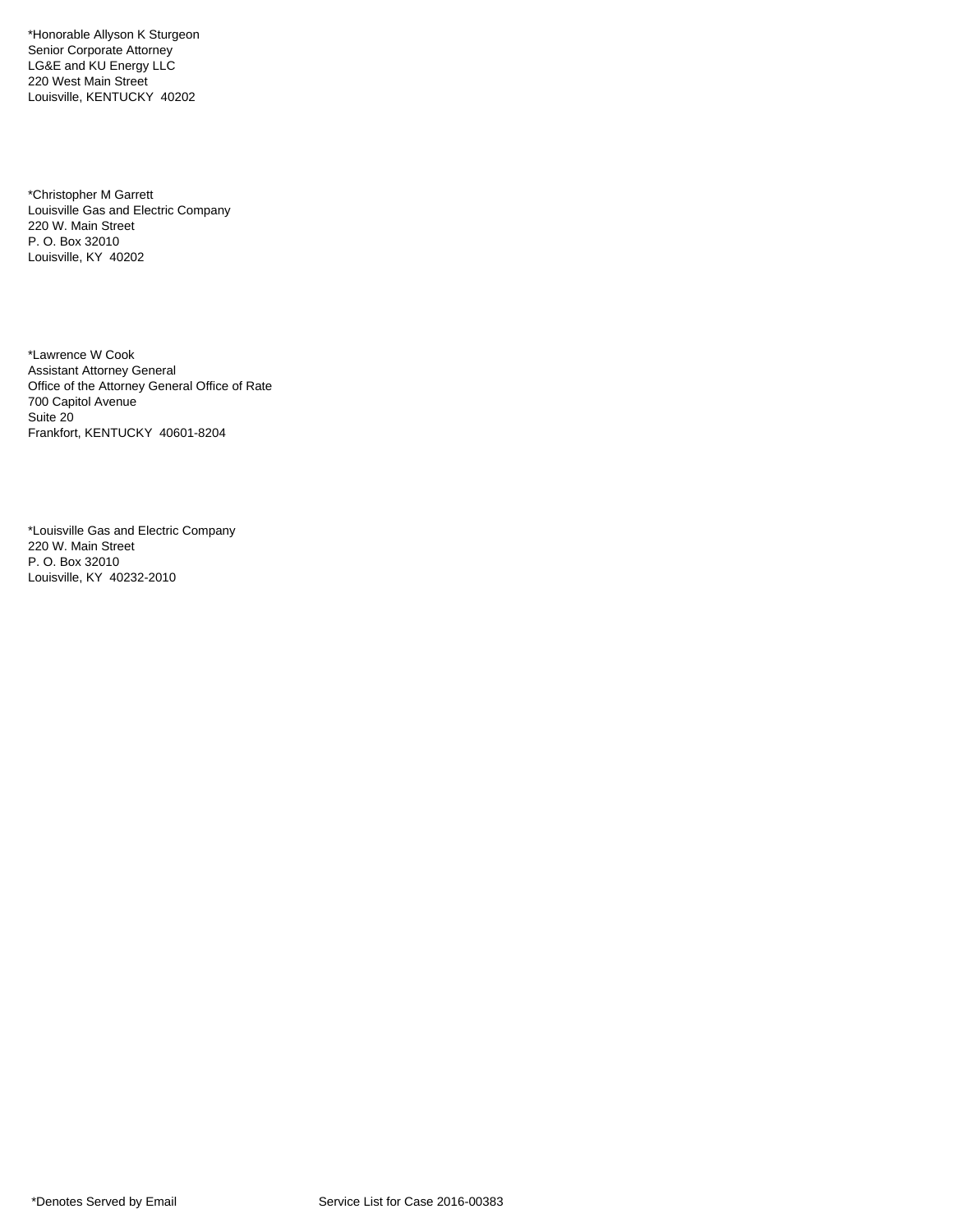*Honorable Allyson K Sturgeon
Senior Corporate Attorney
LG&E and KU Energy LLC
220 West Main Street
Louisville, KENTUCKY  40202

*Christopher M Garrett
Louisville Gas and Electric Company
220 W. Main Street
P. O. Box 32010
Louisville, KY  40202

*Lawrence W Cook
Assistant Attorney General
Office of the Attorney General Office of Rate
700 Capitol Avenue
Suite 20
Frankfort, KENTUCKY  40601-8204

*Louisville Gas and Electric Company
220 W. Main Street
P. O. Box 32010
Louisville, KY  40232-2010

*Denotes Served by Email

Service List for Case 2016-00383